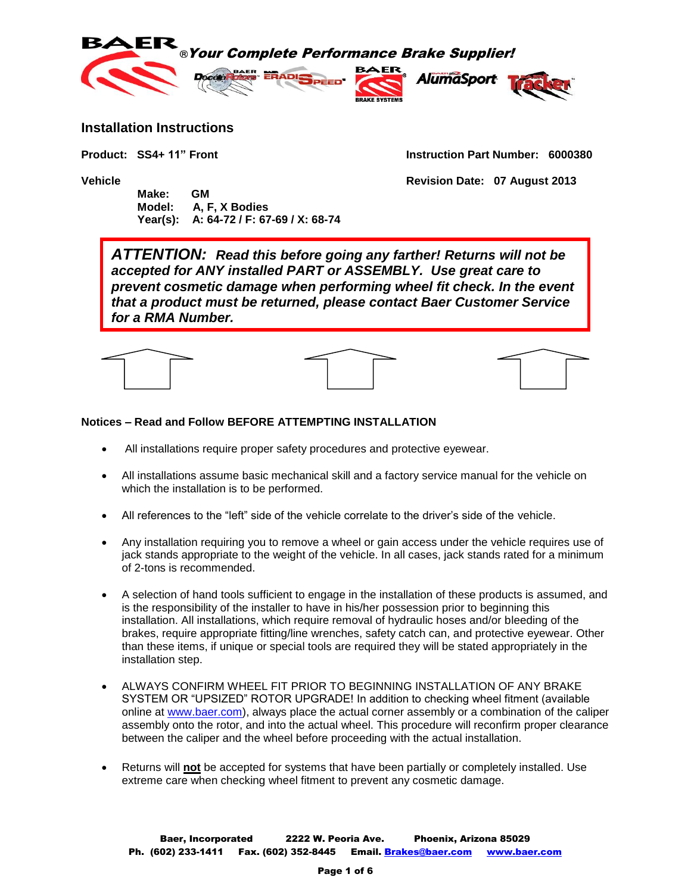BAER ® *Your Complete Performance Brake Supplier!*

## Installation Instructions

**Product: SS4+ 11" Front**

**Instruction Part Number: 6000380**

**Vehicle**

**Make: GM**
**Model: A, F, X Bodies**
**Year(s): A: 64-72 / F: 67-69 / X: 68-74**

**Revision Date: 07 August 2013**

> ***ATTENTION: Read this before going any farther! Returns will not be accepted for ANY installed PART or ASSEMBLY. Use great care to prevent cosmetic damage when performing wheel fit check. In the event that a product must be returned, please contact Baer Customer Service for a RMA Number.***

### Notices – Read and Follow BEFORE ATTEMPTING INSTALLATION

- All installations require proper safety procedures and protective eyewear.
- All installations assume basic mechanical skill and a factory service manual for the vehicle on which the installation is to be performed.
- All references to the "left" side of the vehicle correlate to the driver's side of the vehicle.
- Any installation requiring you to remove a wheel or gain access under the vehicle requires use of jack stands appropriate to the weight of the vehicle. In all cases, jack stands rated for a minimum of 2-tons is recommended.
- A selection of hand tools sufficient to engage in the installation of these products is assumed, and is the responsibility of the installer to have in his/her possession prior to beginning this installation. All installations, which require removal of hydraulic hoses and/or bleeding of the brakes, require appropriate fitting/line wrenches, safety catch can, and protective eyewear. Other than these items, if unique or special tools are required they will be stated appropriately in the installation step.
- ALWAYS CONFIRM WHEEL FIT PRIOR TO BEGINNING INSTALLATION OF ANY BRAKE SYSTEM OR "UPSIZED" ROTOR UPGRADE! In addition to checking wheel fitment (available online at www.baer.com), always place the actual corner assembly or a combination of the caliper assembly onto the rotor, and into the actual wheel. This procedure will reconfirm proper clearance between the caliper and the wheel before proceeding with the actual installation.
- Returns will **not** be accepted for systems that have been partially or completely installed. Use extreme care when checking wheel fitment to prevent any cosmetic damage.

**Baer, Incorporated 2222 W. Peoria Ave. Phoenix, Arizona 85029**
**Ph. (602) 233-1411 Fax. (602) 352-8445 Email. Brakes@baer.com www.baer.com**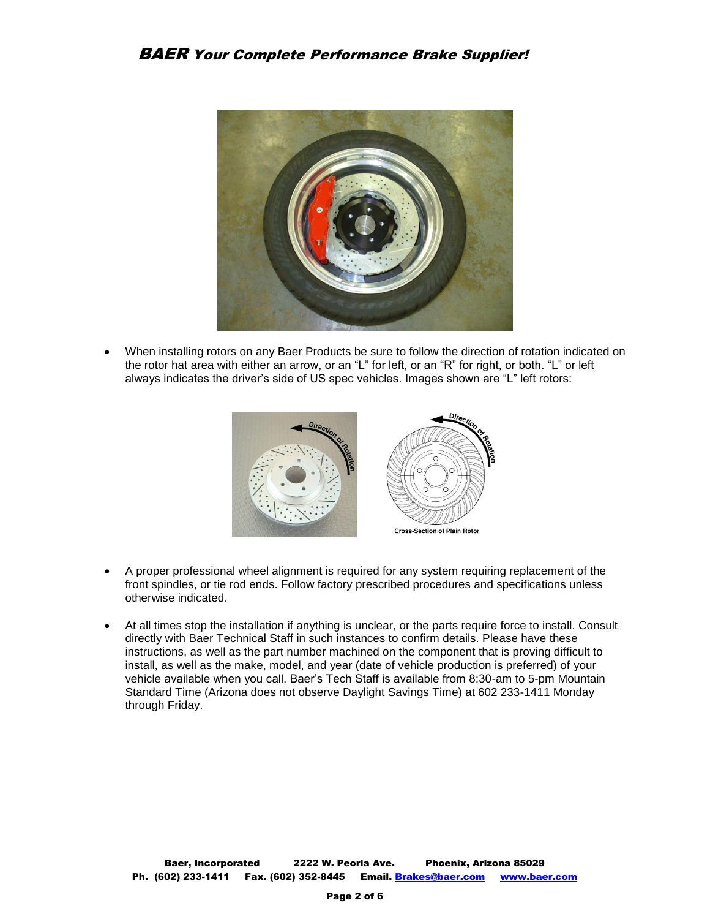- When installing rotors on any Baer Products be sure to follow the direction of rotation indicated on the rotor hat area with either an arrow, or an "L" for left, or an "R" for right, or both. "L" or left always indicates the driver's side of US spec vehicles. Images shown are "L" left rotors:

Cross-Section of Plain Rotor

- A proper professional wheel alignment is required for any system requiring replacement of the front spindles, or tie rod ends. Follow factory prescribed procedures and specifications unless otherwise indicated.

- At all times stop the installation if anything is unclear, or the parts require force to install. Consult directly with Baer Technical Staff in such instances to confirm details. Please have these instructions, as well as the part number machined on the component that is proving difficult to install, as well as the make, model, and year (date of vehicle production is preferred) of your vehicle available when you call. Baer's Tech Staff is available from 8:30-am to 5-pm Mountain Standard Time (Arizona does not observe Daylight Savings Time) at 602 233-1411 Monday through Friday.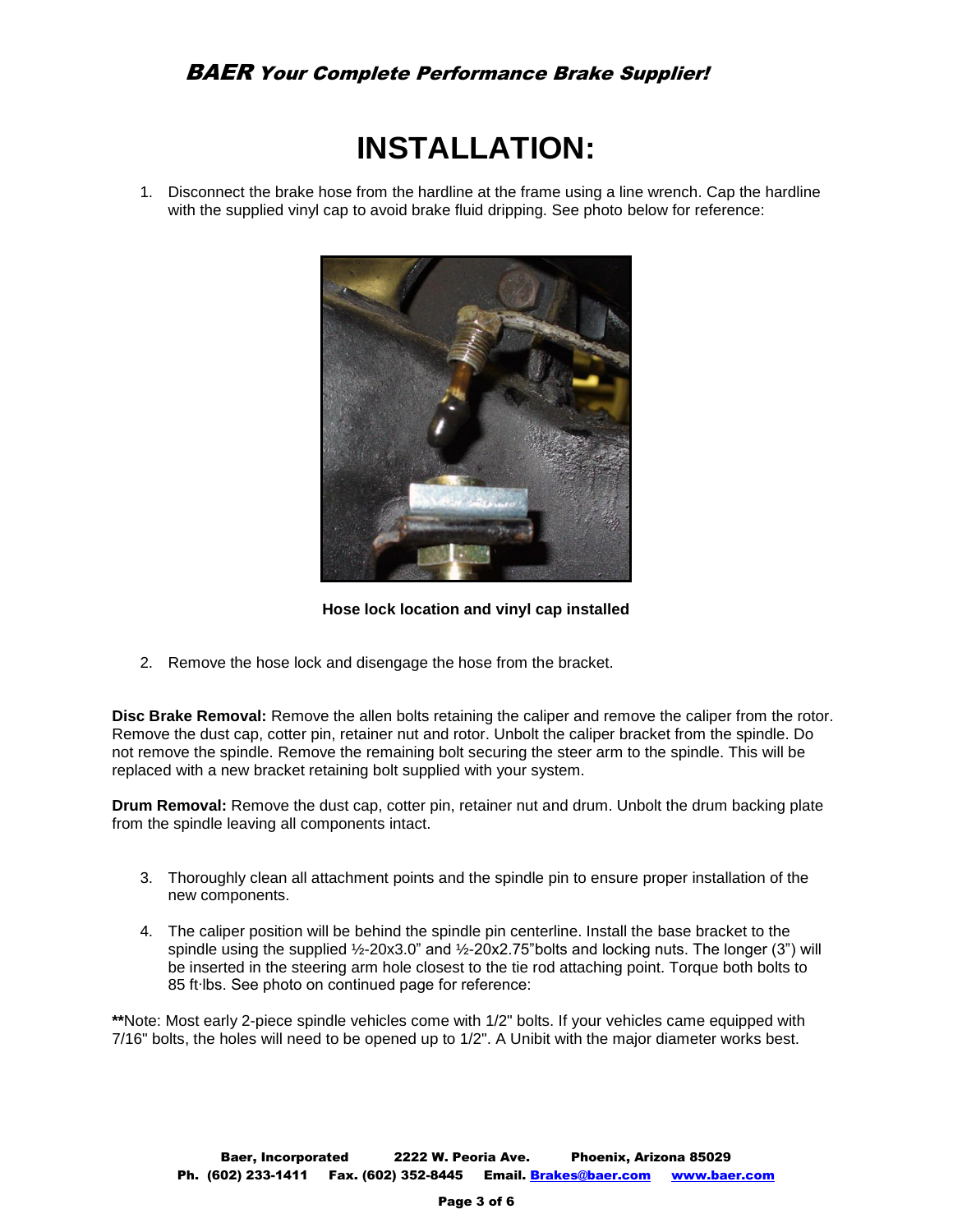# INSTALLATION:

1. Disconnect the brake hose from the hardline at the frame using a line wrench. Cap the hardline with the supplied vinyl cap to avoid brake fluid dripping. See photo below for reference:

**Hose lock location and vinyl cap installed**

2. Remove the hose lock and disengage the hose from the bracket.

**Disc Brake Removal:** Remove the allen bolts retaining the caliper and remove the caliper from the rotor. Remove the dust cap, cotter pin, retainer nut and rotor. Unbolt the caliper bracket from the spindle. Do not remove the spindle. Remove the remaining bolt securing the steer arm to the spindle. This will be replaced with a new bracket retaining bolt supplied with your system.

**Drum Removal:** Remove the dust cap, cotter pin, retainer nut and drum. Unbolt the drum backing plate from the spindle leaving all components intact.

3. Thoroughly clean all attachment points and the spindle pin to ensure proper installation of the new components.

4. The caliper position will be behind the spindle pin centerline. Install the base bracket to the spindle using the supplied ½-20x3.0" and ½-20x2.75"bolts and locking nuts. The longer (3") will be inserted in the steering arm hole closest to the tie rod attaching point. Torque both bolts to 85 ft·lbs. See photo on continued page for reference:

**Note: Most early 2-piece spindle vehicles come with 1/2" bolts. If your vehicles came equipped with 7/16" bolts, the holes will need to be opened up to 1/2". A Unibit with the major diameter works best.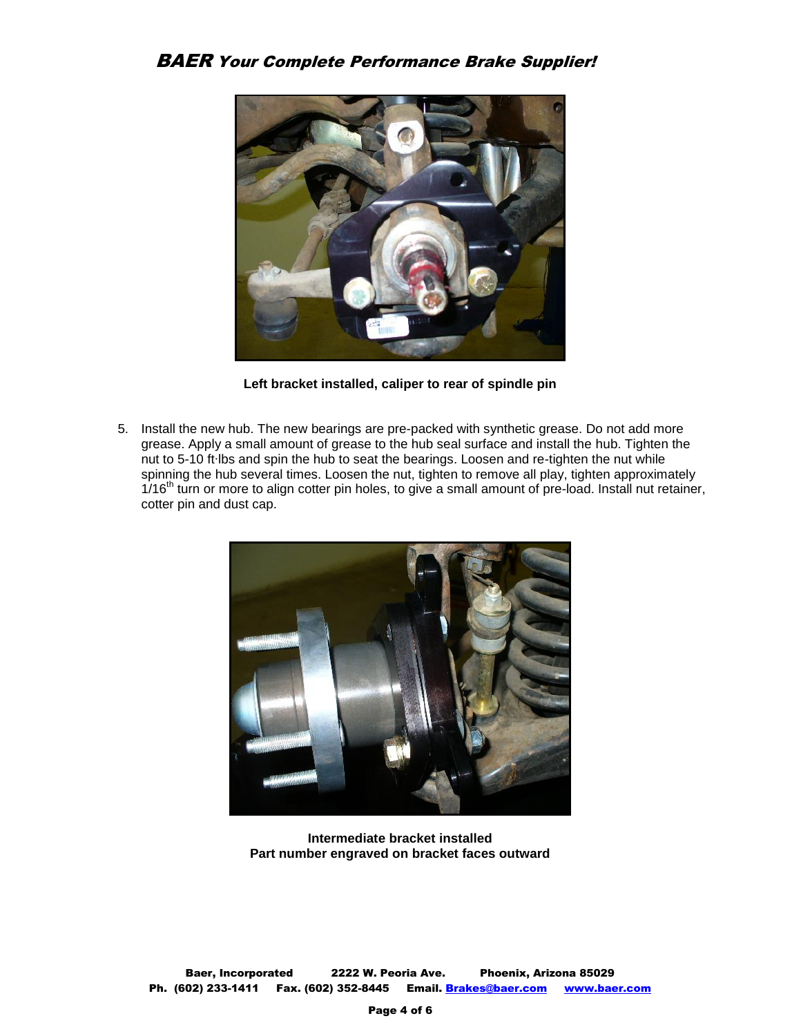Left bracket installed, caliper to rear of spindle pin

5. Install the new hub. The new bearings are pre-packed with synthetic grease. Do not add more grease. Apply a small amount of grease to the hub seal surface and install the hub. Tighten the nut to 5-10 ft·lbs and spin the hub to seat the bearings. Loosen and re-tighten the nut while spinning the hub several times. Loosen the nut, tighten to remove all play, tighten approximately 1/16th turn or more to align cotter pin holes, to give a small amount of pre-load. Install nut retainer, cotter pin and dust cap.

Intermediate bracket installed
Part number engraved on bracket faces outward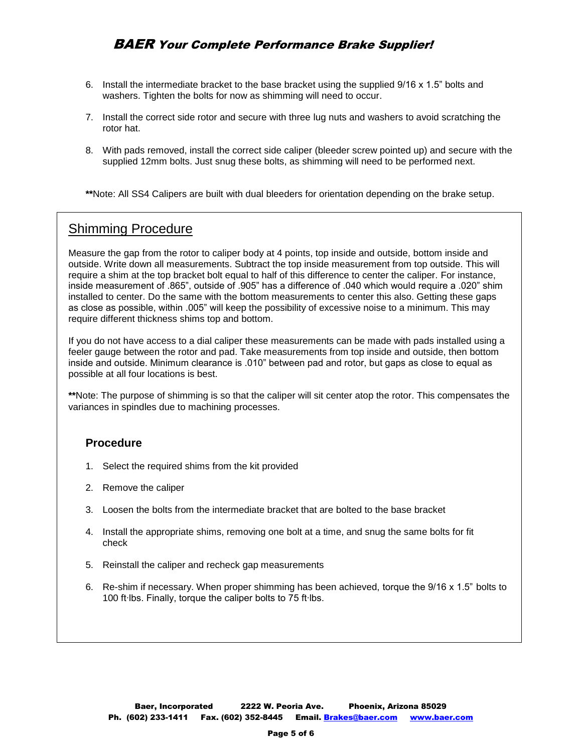6. Install the intermediate bracket to the base bracket using the supplied 9/16 x 1.5" bolts and washers. Tighten the bolts for now as shimming will need to occur.

7. Install the correct side rotor and secure with three lug nuts and washers to avoid scratching the rotor hat.

8. With pads removed, install the correct side caliper (bleeder screw pointed up) and secure with the supplied 12mm bolts. Just snug these bolts, as shimming will need to be performed next.

**Note: All SS4 Calipers are built with dual bleeders for orientation depending on the brake setup.

## Shimming Procedure

Measure the gap from the rotor to caliper body at 4 points, top inside and outside, bottom inside and outside. Write down all measurements. Subtract the top inside measurement from top outside. This will require a shim at the top bracket bolt equal to half of this difference to center the caliper. For instance, inside measurement of .865", outside of .905" has a difference of .040 which would require a .020" shim installed to center. Do the same with the bottom measurements to center this also. Getting these gaps as close as possible, within .005" will keep the possibility of excessive noise to a minimum. This may require different thickness shims top and bottom.

If you do not have access to a dial caliper these measurements can be made with pads installed using a feeler gauge between the rotor and pad. Take measurements from top inside and outside, then bottom inside and outside. Minimum clearance is .010" between pad and rotor, but gaps as close to equal as possible at all four locations is best.

**Note: The purpose of shimming is so that the caliper will sit center atop the rotor. This compensates the variances in spindles due to machining processes.

### Procedure

1. Select the required shims from the kit provided

2. Remove the caliper

3. Loosen the bolts from the intermediate bracket that are bolted to the base bracket

4. Install the appropriate shims, removing one bolt at a time, and snug the same bolts for fit check

5. Reinstall the caliper and recheck gap measurements

6. Re-shim if necessary. When proper shimming has been achieved, torque the 9/16 x 1.5" bolts to 100 ft·lbs. Finally, torque the caliper bolts to 75 ft·lbs.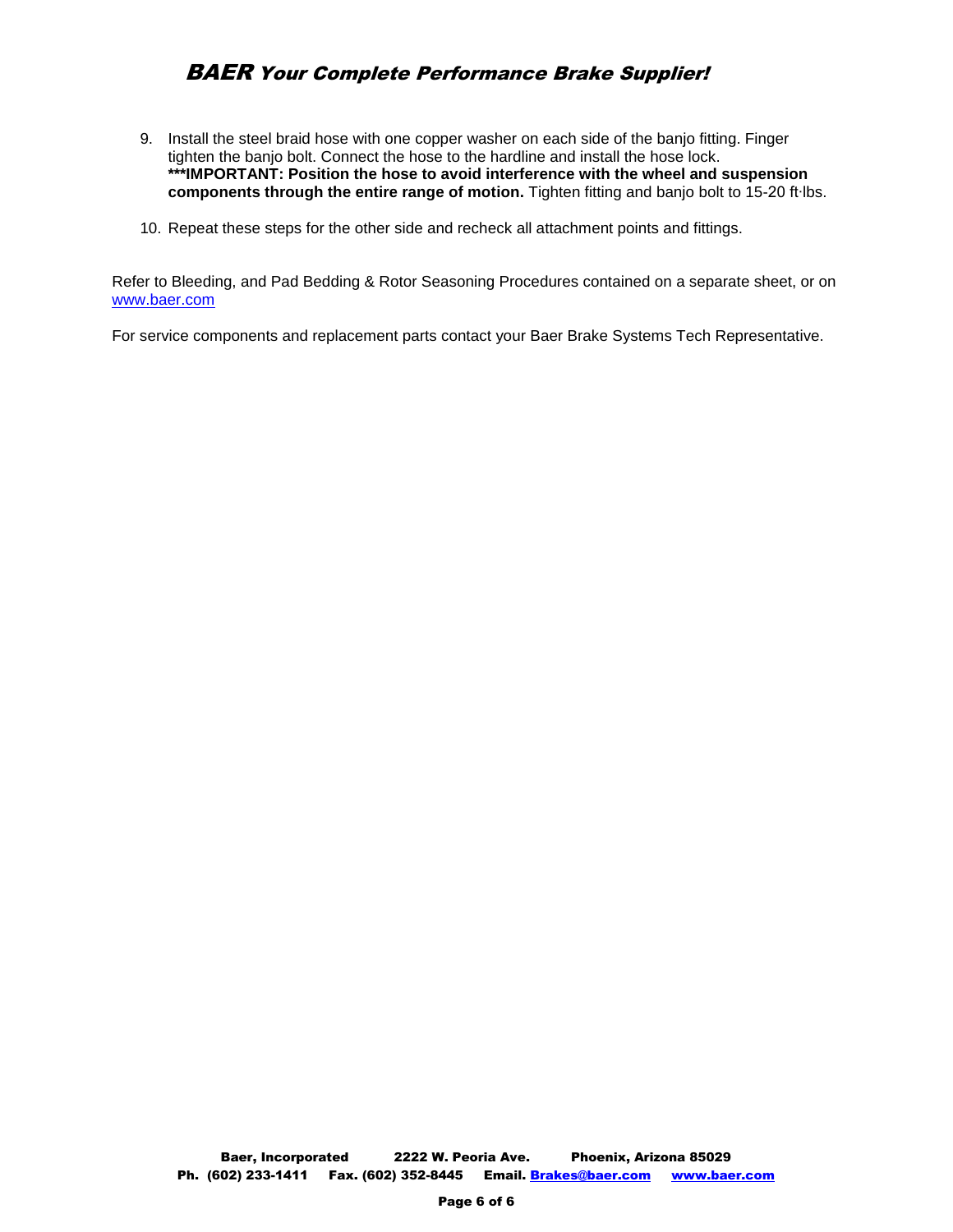9. Install the steel braid hose with one copper washer on each side of the banjo fitting. Finger tighten the banjo bolt. Connect the hose to the hardline and install the hose lock. **\*\*\*IMPORTANT: Position the hose to avoid interference with the wheel and suspension components through the entire range of motion.** Tighten fitting and banjo bolt to 15-20 ft·lbs.

10. Repeat these steps for the other side and recheck all attachment points and fittings.

Refer to Bleeding, and Pad Bedding & Rotor Seasoning Procedures contained on a separate sheet, or on www.baer.com

For service components and replacement parts contact your Baer Brake Systems Tech Representative.